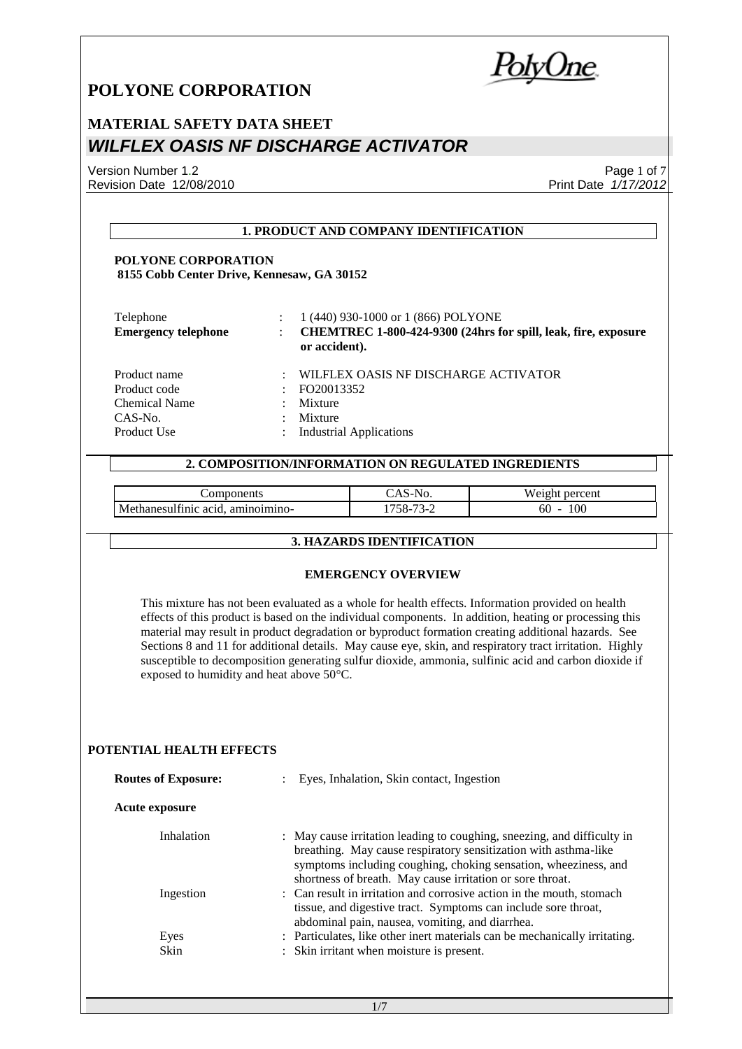# POLYONE CORPORATION

## MATERIAL SAFETY DATA SHEET

## *WILFLEX OASIS NF DISCHARGE ACTIVATOR*

Version Number 1.2
Revision Date 12/08/2010

Print Date *1/17/2012*

### 1. PRODUCT AND COMPANY IDENTIFICATION

**POLYONE CORPORATION**
**8155 Cobb Center Drive, Kennesaw, GA 30152**

| | | |
|---|---|---|
| Telephone | : | 1 (440) 930-1000 or 1 (866) POLYONE |
| **Emergency telephone** | : | **CHEMTREC 1-800-424-9300 (24hrs for spill, leak, fire, exposure or accident).** |
| Product name | : | WILFLEX OASIS NF DISCHARGE ACTIVATOR |
| Product code | : | FO20013352 |
| Chemical Name | : | Mixture |
| CAS-No. | : | Mixture |
| Product Use | : | Industrial Applications |

### 2. COMPOSITION/INFORMATION ON REGULATED INGREDIENTS

| Components | CAS-No. | Weight percent |
|---|---|---|
| Methanesulfinic acid, aminoimino- | 1758-73-2 | 60 - 100 |

### 3. HAZARDS IDENTIFICATION

#### EMERGENCY OVERVIEW

This mixture has not been evaluated as a whole for health effects. Information provided on health effects of this product is based on the individual components. In addition, heating or processing this material may result in product degradation or byproduct formation creating additional hazards. See Sections 8 and 11 for additional details. May cause eye, skin, and respiratory tract irritation. Highly susceptible to decomposition generating sulfur dioxide, ammonia, sulfinic acid and carbon dioxide if exposed to humidity and heat above 50°C.

#### POTENTIAL HEALTH EFFECTS

**Routes of Exposure:** : Eyes, Inhalation, Skin contact, Ingestion

**Acute exposure**

| | | |
|---|---|---|
| Inhalation | : | May cause irritation leading to coughing, sneezing, and difficulty in breathing. May cause respiratory sensitization with asthma-like symptoms including coughing, choking sensation, wheeziness, and shortness of breath. May cause irritation or sore throat. |
| Ingestion | : | Can result in irritation and corrosive action in the mouth, stomach tissue, and digestive tract. Symptoms can include sore throat, abdominal pain, nausea, vomiting, and diarrhea. |
| Eyes | : | Particulates, like other inert materials can be mechanically irritating. |
| Skin | : | Skin irritant when moisture is present. |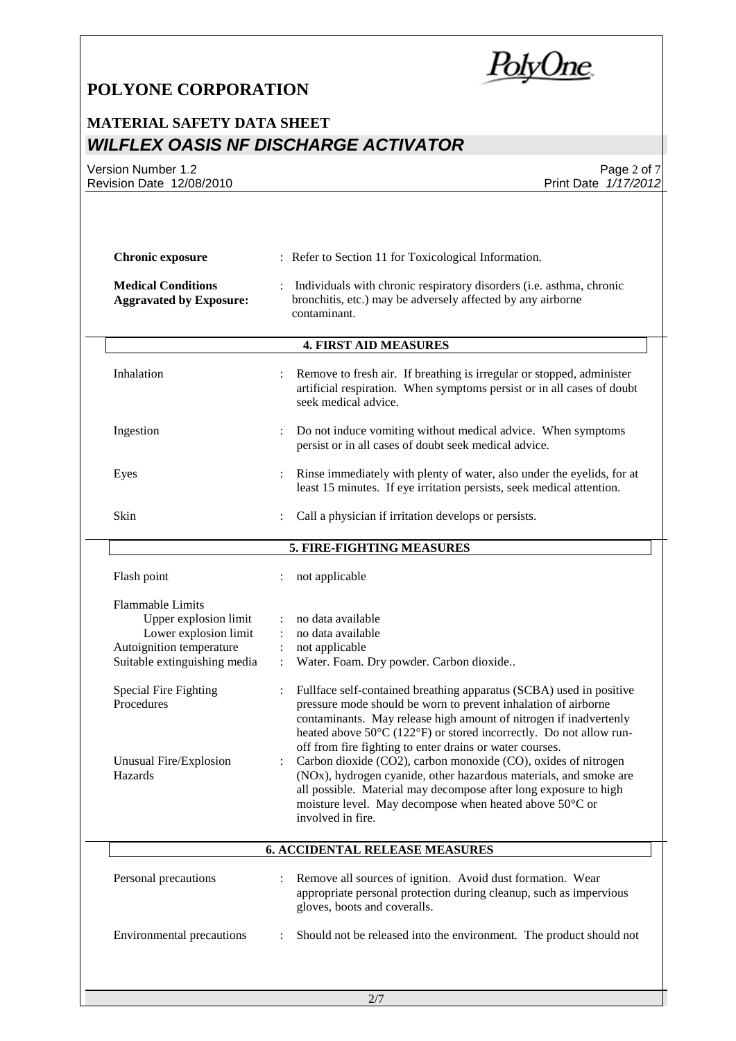**Chronic exposure** : Refer to Section 11 for Toxicological Information.

**Medical Conditions Aggravated by Exposure:** : Individuals with chronic respiratory disorders (i.e. asthma, chronic bronchitis, etc.) may be adversely affected by any airborne contaminant.

## 4. FIRST AID MEASURES

| | |
|---|---|
| Inhalation | : Remove to fresh air. If breathing is irregular or stopped, administer artificial respiration. When symptoms persist or in all cases of doubt seek medical advice. |
| Ingestion | : Do not induce vomiting without medical advice. When symptoms persist or in all cases of doubt seek medical advice. |
| Eyes | : Rinse immediately with plenty of water, also under the eyelids, for at least 15 minutes. If eye irritation persists, seek medical attention. |
| Skin | : Call a physician if irritation develops or persists. |

## 5. FIRE-FIGHTING MEASURES

| | |
|---|---|
| Flash point | : not applicable |
| Flammable Limits | |
| Upper explosion limit | : no data available |
| Lower explosion limit | : no data available |
| Autoignition temperature | : not applicable |
| Suitable extinguishing media | : Water. Foam. Dry powder. Carbon dioxide.. |
| Special Fire Fighting Procedures | : Fullface self-contained breathing apparatus (SCBA) used in positive pressure mode should be worn to prevent inhalation of airborne contaminants. May release high amount of nitrogen if inadvertenly heated above 50°C (122°F) or stored incorrectly. Do not allow run-off from fire fighting to enter drains or water courses. |
| Unusual Fire/Explosion Hazards | : Carbon dioxide ($CO_2$), carbon monoxide (CO), oxides of nitrogen ($NO_x$), hydrogen cyanide, other hazardous materials, and smoke are all possible. Material may decompose after long exposure to high moisture level. May decompose when heated above 50°C or involved in fire. |

## 6. ACCIDENTAL RELEASE MEASURES

| | |
|---|---|
| Personal precautions | : Remove all sources of ignition. Avoid dust formation. Wear appropriate personal protection during cleanup, such as impervious gloves, boots and coveralls. |
| Environmental precautions | : Should not be released into the environment. The product should not |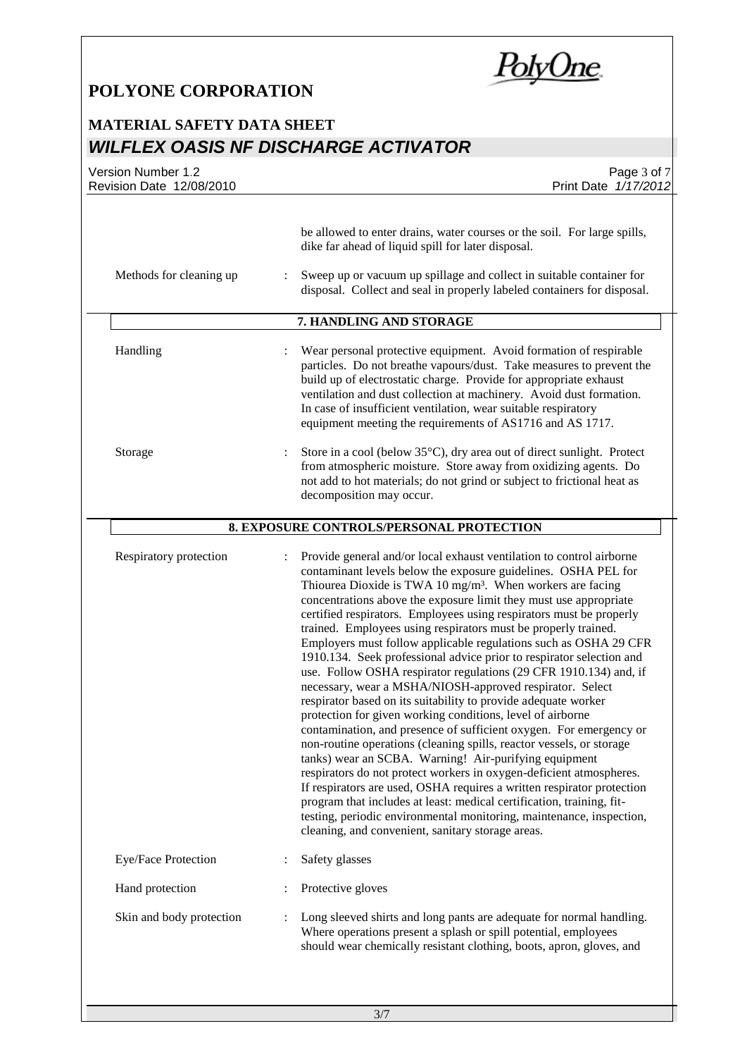be allowed to enter drains, water courses or the soil. For large spills, dike far ahead of liquid spill for later disposal.

| | | |
|---|---|---|
| Methods for cleaning up | : | Sweep up or vacuum up spillage and collect in suitable container for disposal. Collect and seal in properly labeled containers for disposal. |

## 7. HANDLING AND STORAGE

| | | |
|---|---|---|
| Handling | : | Wear personal protective equipment. Avoid formation of respirable particles. Do not breathe vapours/dust. Take measures to prevent the build up of electrostatic charge. Provide for appropriate exhaust ventilation and dust collection at machinery. Avoid dust formation. In case of insufficient ventilation, wear suitable respiratory equipment meeting the requirements of AS1716 and AS 1717. |
| Storage | : | Store in a cool (below 35°C), dry area out of direct sunlight. Protect from atmospheric moisture. Store away from oxidizing agents. Do not add to hot materials; do not grind or subject to frictional heat as decomposition may occur. |

## 8. EXPOSURE CONTROLS/PERSONAL PROTECTION

| | | |
|---|---|---|
| Respiratory protection | : | Provide general and/or local exhaust ventilation to control airborne contaminant levels below the exposure guidelines. OSHA PEL for Thiourea Dioxide is TWA 10 mg/m³. When workers are facing concentrations above the exposure limit they must use appropriate certified respirators. Employees using respirators must be properly trained. Employees using respirators must be properly trained. Employers must follow applicable regulations such as OSHA 29 CFR 1910.134. Seek professional advice prior to respirator selection and use. Follow OSHA respirator regulations (29 CFR 1910.134) and, if necessary, wear a MSHA/NIOSH-approved respirator. Select respirator based on its suitability to provide adequate worker protection for given working conditions, level of airborne contamination, and presence of sufficient oxygen. For emergency or non-routine operations (cleaning spills, reactor vessels, or storage tanks) wear an SCBA. Warning! Air-purifying equipment respirators do not protect workers in oxygen-deficient atmospheres. If respirators are used, OSHA requires a written respirator protection program that includes at least: medical certification, training, fit-testing, periodic environmental monitoring, maintenance, inspection, cleaning, and convenient, sanitary storage areas. |
| Eye/Face Protection | : | Safety glasses |
| Hand protection | : | Protective gloves |
| Skin and body protection | : | Long sleeved shirts and long pants are adequate for normal handling. Where operations present a splash or spill potential, employees should wear chemically resistant clothing, boots, apron, gloves, and |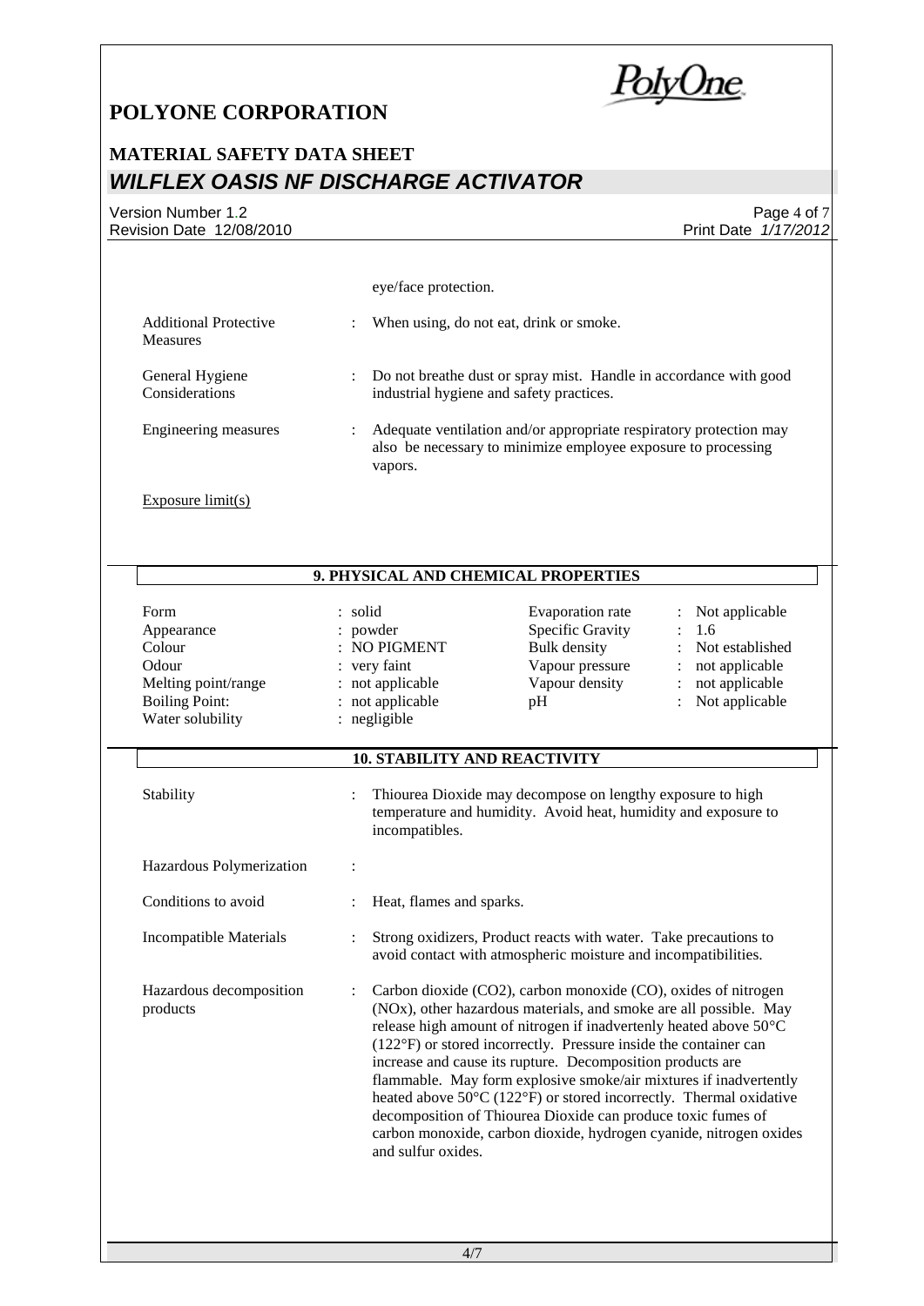eye/face protection.

| | | |
|---|---|---|
| Additional Protective Measures | : | When using, do not eat, drink or smoke. |
| General Hygiene Considerations | : | Do not breathe dust or spray mist. Handle in accordance with good industrial hygiene and safety practices. |
| Engineering measures | : | Adequate ventilation and/or appropriate respiratory protection may also be necessary to minimize employee exposure to processing vapors. |

Exposure limit(s)

## 9. PHYSICAL AND CHEMICAL PROPERTIES

| | | | |
|---|---|---|---|
| Form | : solid | Evaporation rate | : Not applicable |
| Appearance | : powder | Specific Gravity | : 1.6 |
| Colour | : NO PIGMENT | Bulk density | : Not established |
| Odour | : very faint | Vapour pressure | : not applicable |
| Melting point/range | : not applicable | Vapour density | : not applicable |
| Boiling Point: | : not applicable | pH | : Not applicable |
| Water solubility | : negligible | | |

## 10. STABILITY AND REACTIVITY

| | | |
|---|---|---|
| Stability | : | Thiourea Dioxide may decompose on lengthy exposure to high temperature and humidity. Avoid heat, humidity and exposure to incompatibles. |
| Hazardous Polymerization | : | |
| Conditions to avoid | : | Heat, flames and sparks. |
| Incompatible Materials | : | Strong oxidizers, Product reacts with water. Take precautions to avoid contact with atmospheric moisture and incompatibilities. |
| Hazardous decomposition products | : | Carbon dioxide ($CO_2$), carbon monoxide (CO), oxides of nitrogen ($NO_x$), other hazardous materials, and smoke are all possible. May release high amount of nitrogen if inadvertenly heated above 50°C (122°F) or stored incorrectly. Pressure inside the container can increase and cause its rupture. Decomposition products are flammable. May form explosive smoke/air mixtures if inadvertently heated above 50°C (122°F) or stored incorrectly. Thermal oxidative decomposition of Thiourea Dioxide can produce toxic fumes of carbon monoxide, carbon dioxide, hydrogen cyanide, nitrogen oxides and sulfur oxides. |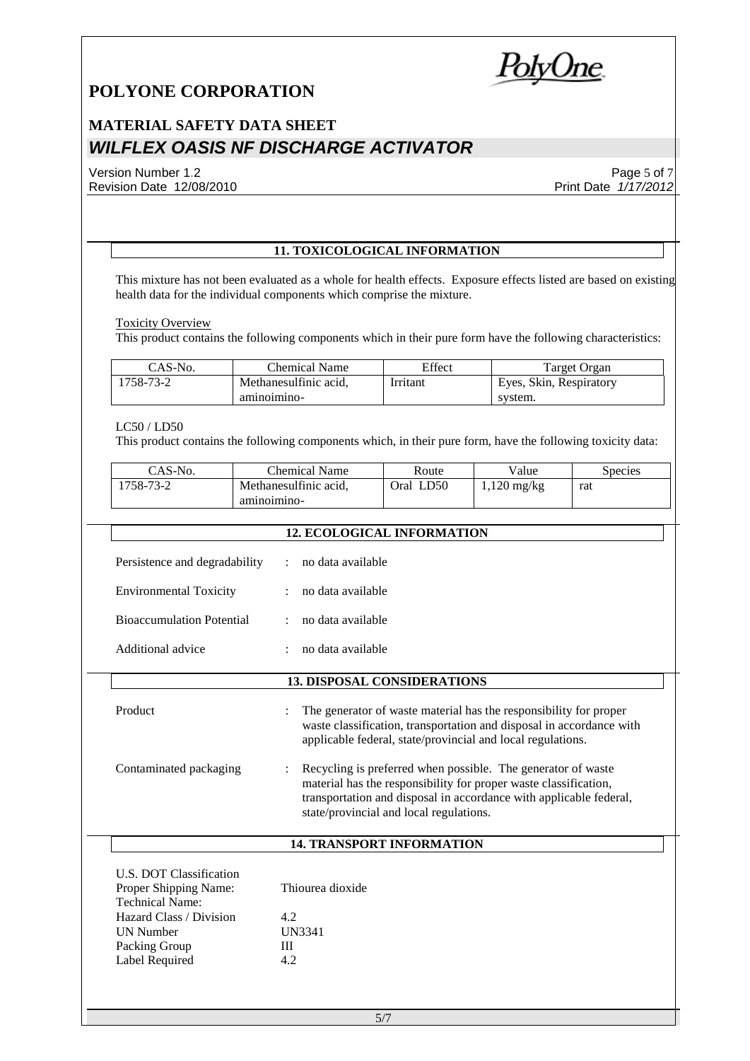## 11. TOXICOLOGICAL INFORMATION

This mixture has not been evaluated as a whole for health effects. Exposure effects listed are based on existing health data for the individual components which comprise the mixture.

Toxicity Overview

This product contains the following components which in their pure form have the following characteristics:

| CAS-No. | Chemical Name | Effect | Target Organ |
|---|---|---|---|
| 1758-73-2 | Methanesulfinic acid, aminoimino- | Irritant | Eyes, Skin, Respiratory system. |

LC50 / LD50

This product contains the following components which, in their pure form, have the following toxicity data:

| CAS-No. | Chemical Name | Route | Value | Species |
|---|---|---|---|---|
| 1758-73-2 | Methanesulfinic acid, aminoimino- | Oral LD50 | 1,120 mg/kg | rat |

## 12. ECOLOGICAL INFORMATION

Persistence and degradability : no data available

Environmental Toxicity : no data available

Bioaccumulation Potential : no data available

Additional advice : no data available

## 13. DISPOSAL CONSIDERATIONS

Product : The generator of waste material has the responsibility for proper waste classification, transportation and disposal in accordance with applicable federal, state/provincial and local regulations.

Contaminated packaging : Recycling is preferred when possible. The generator of waste material has the responsibility for proper waste classification, transportation and disposal in accordance with applicable federal, state/provincial and local regulations.

## 14. TRANSPORT INFORMATION

U.S. DOT Classification
Proper Shipping Name: Thiourea dioxide
Technical Name:
Hazard Class / Division 4.2
UN Number UN3341
Packing Group III
Label Required 4.2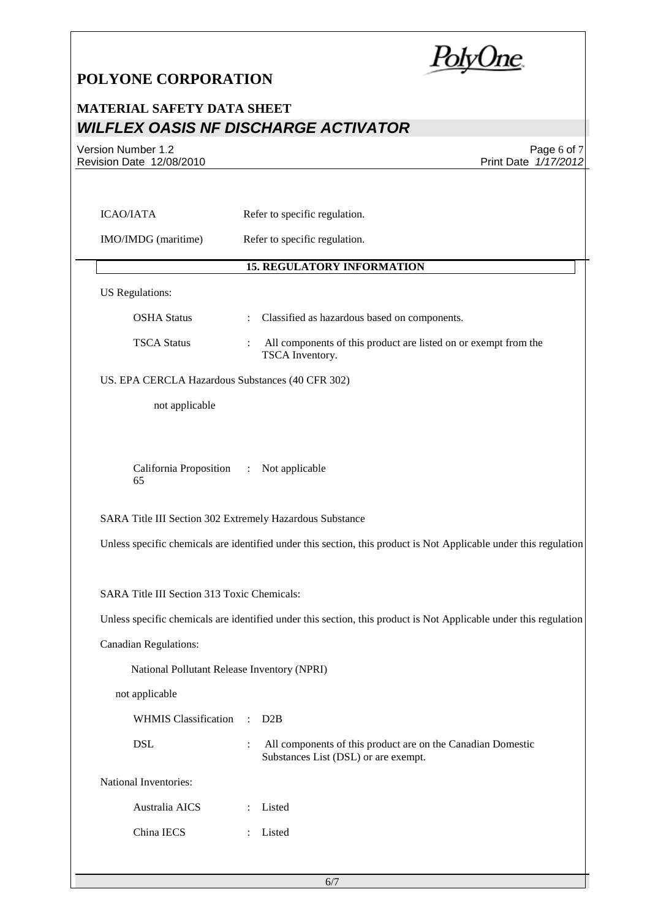ICAO/IATA Refer to specific regulation.

IMO/IMDG (maritime) Refer to specific regulation.

## 15. REGULATORY INFORMATION

US Regulations:

OSHA Status : Classified as hazardous based on components.

TSCA Status : All components of this product are listed on or exempt from the TSCA Inventory.

US. EPA CERCLA Hazardous Substances (40 CFR 302)

not applicable

California Proposition 65 : Not applicable

SARA Title III Section 302 Extremely Hazardous Substance

Unless specific chemicals are identified under this section, this product is Not Applicable under this regulation

SARA Title III Section 313 Toxic Chemicals:

Unless specific chemicals are identified under this section, this product is Not Applicable under this regulation

Canadian Regulations:

National Pollutant Release Inventory (NPRI)

not applicable

WHMIS Classification : D2B

DSL : All components of this product are on the Canadian Domestic Substances List (DSL) or are exempt.

National Inventories:

Australia AICS : Listed

China IECS : Listed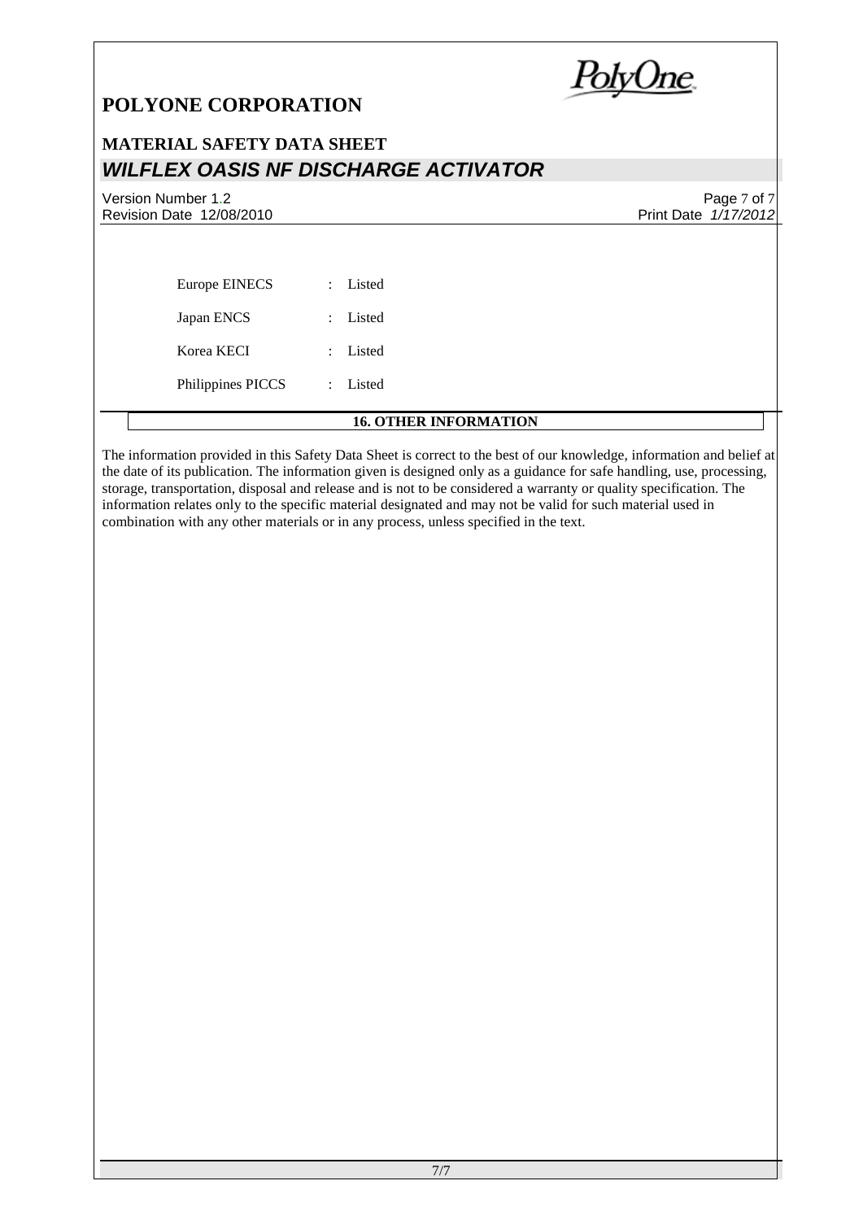| | | |
|---|---|---|
| Europe EINECS | : | Listed |
| Japan ENCS | : | Listed |
| Korea KECI | : | Listed |
| Philippines PICCS | : | Listed |

## 16. OTHER INFORMATION

The information provided in this Safety Data Sheet is correct to the best of our knowledge, information and belief at the date of its publication. The information given is designed only as a guidance for safe handling, use, processing, storage, transportation, disposal and release and is not to be considered a warranty or quality specification. The information relates only to the specific material designated and may not be valid for such material used in combination with any other materials or in any process, unless specified in the text.